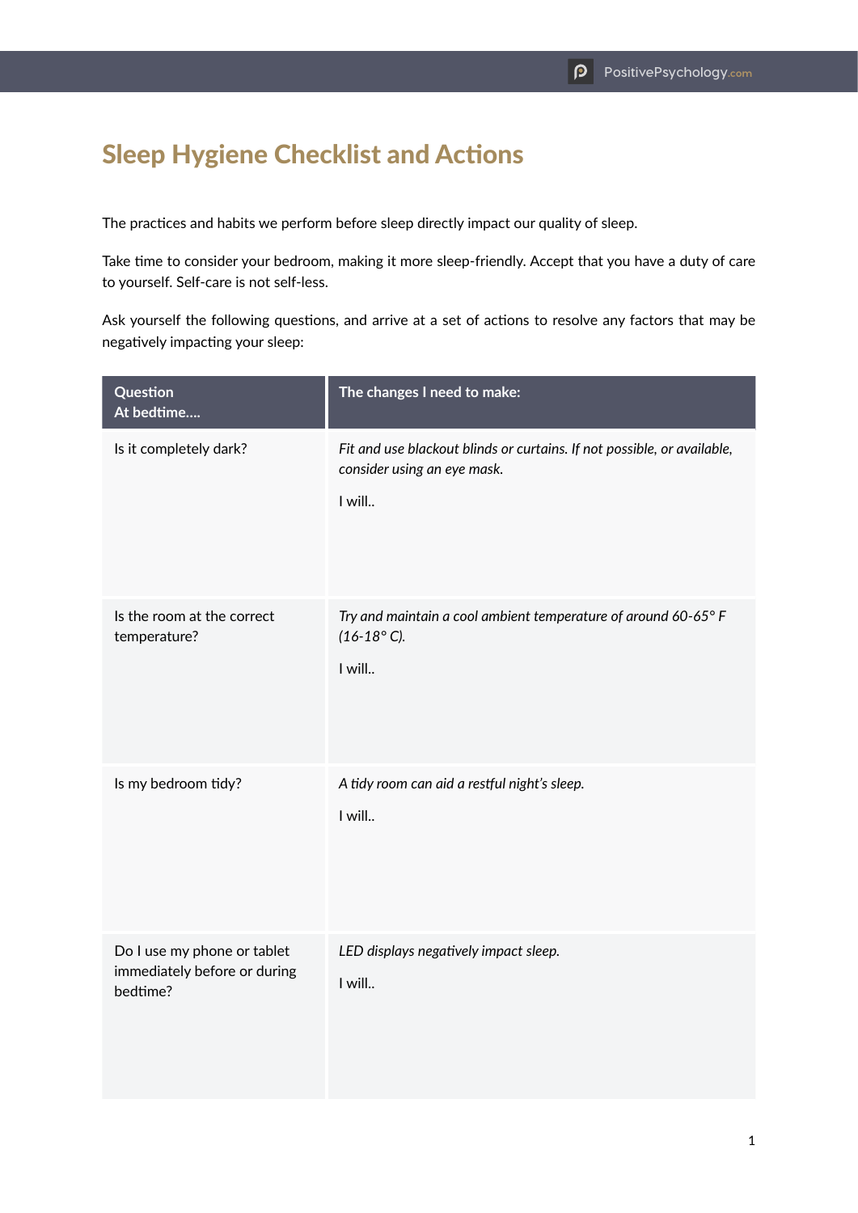# Sleep Hygiene Checklist and Actions

The practices and habits we perform before sleep directly impact our quality of sleep.

Take time to consider your bedroom, making it more sleep-friendly. Accept that you have a duty of care to yourself. Self-care is not self-less.

Ask yourself the following questions, and arrive at a set of actions to resolve any factors that may be negatively impacting your sleep:

| Question<br>At bedtime.... | The changes I need to make: |
| --- | --- |
| Is it completely dark? | *Fit and use blackout blinds or curtains. If not possible, or available, consider using an eye mask.*<br><br>I will.. |
| Is the room at the correct temperature? | *Try and maintain a cool ambient temperature of around 60-65° F (16-18° C).*<br><br>I will.. |
| Is my bedroom tidy? | *A tidy room can aid a restful night's sleep.*<br><br>I will.. |
| Do I use my phone or tablet immediately before or during bedtime? | *LED displays negatively impact sleep.*<br><br>I will.. |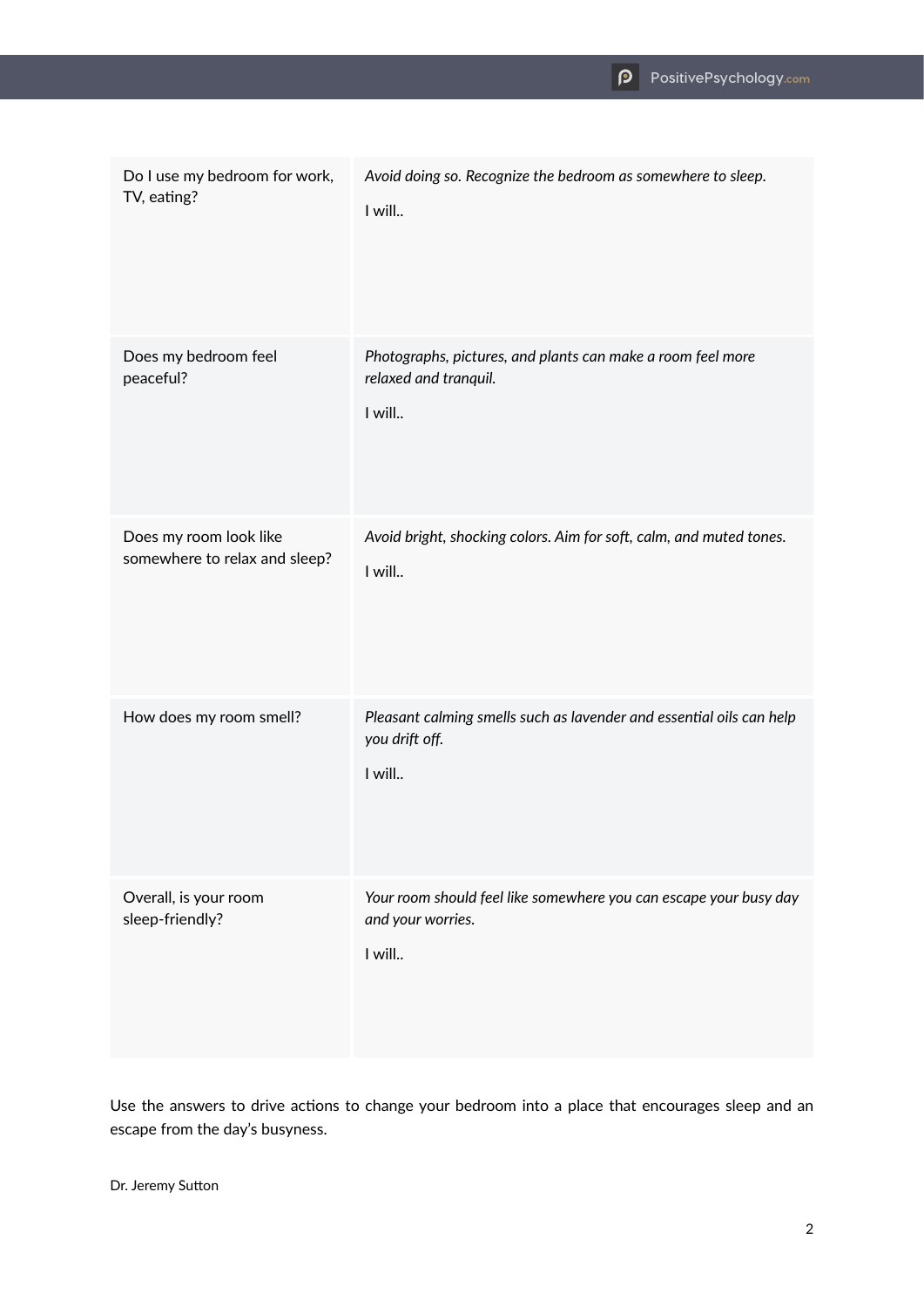| | |
|---|---|
| Do I use my bedroom for work, TV, eating? | *Avoid doing so. Recognize the bedroom as somewhere to sleep.*<br><br>I will.. |
| Does my bedroom feel peaceful? | *Photographs, pictures, and plants can make a room feel more relaxed and tranquil.*<br><br>I will.. |
| Does my room look like somewhere to relax and sleep? | *Avoid bright, shocking colors. Aim for soft, calm, and muted tones.*<br><br>I will.. |
| How does my room smell? | *Pleasant calming smells such as lavender and essential oils can help you drift off.*<br><br>I will.. |
| Overall, is your room sleep-friendly? | *Your room should feel like somewhere you can escape your busy day and your worries.*<br><br>I will.. |

Use the answers to drive actions to change your bedroom into a place that encourages sleep and an escape from the day's busyness.

Dr. Jeremy Sutton